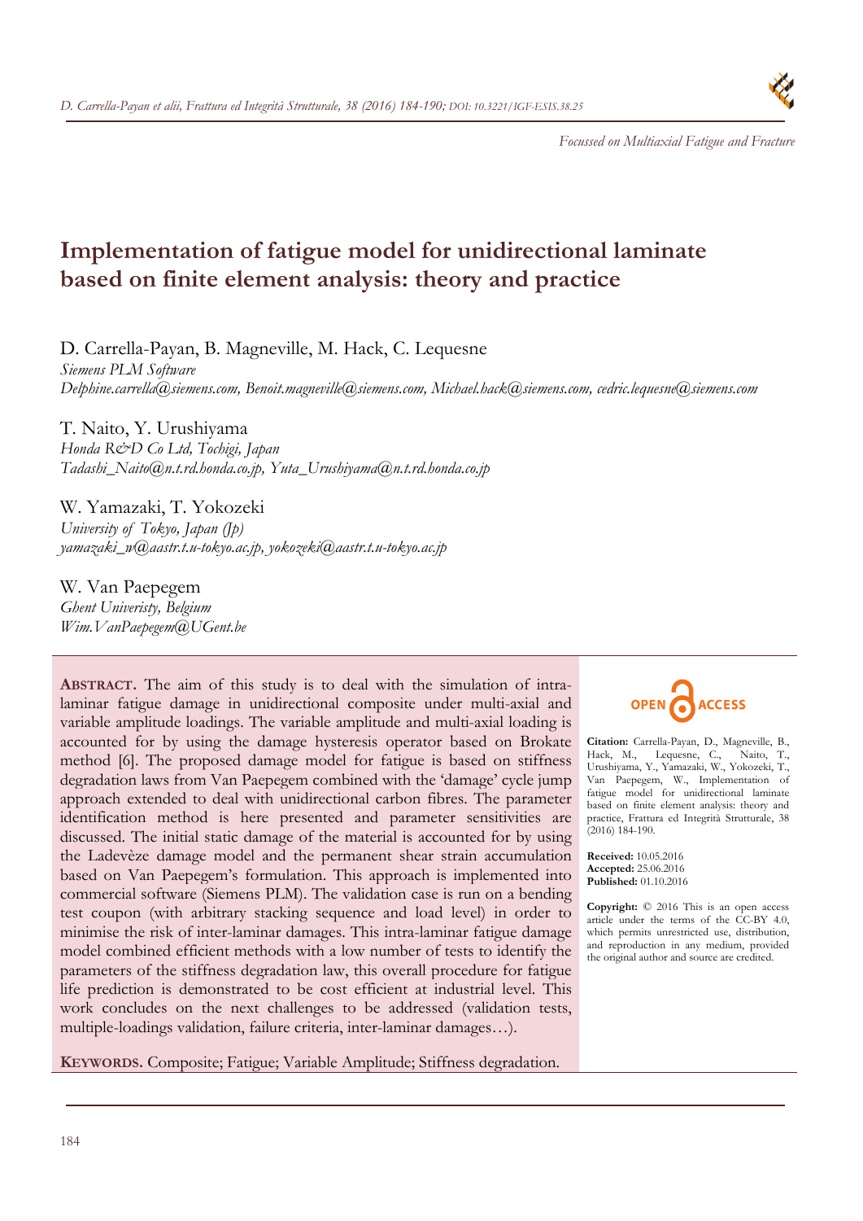*Focussed on Multiaxial Fatigue and Fracture*

# Implementation of fatigue model for unidirectional laminate based on finite element analysis: theory and practice

D. Carrella-Payan, B. Magneville, M. Hack, C. Lequesne
*Siemens PLM Software*
*Delphine.carrella@siemens.com, Benoit.magneville@siemens.com, Michael.hack@siemens.com, cedric.lequesne@siemens.com*

T. Naito, Y. Urushiyama
*Honda R&D Co Ltd, Tochigi, Japan*
*Tadashi_Naito@n.t.rd.honda.co.jp, Yuta_Urushiyama@n.t.rd.honda.co.jp*

W. Yamazaki, T. Yokozeki
*University of Tokyo, Japan (Jp)*
*yamazaki_w@aastr.t.u-tokyo.ac.jp, yokozeki@aastr.t.u-tokyo.ac.jp*

W. Van Paepegem
*Ghent Univeristy, Belgium*
*Wim.VanPaepegem@UGent.be*

**ABSTRACT.** The aim of this study is to deal with the simulation of intra-laminar fatigue damage in unidirectional composite under multi-axial and variable amplitude loadings. The variable amplitude and multi-axial loading is accounted for by using the damage hysteresis operator based on Brokate method [6]. The proposed damage model for fatigue is based on stiffness degradation laws from Van Paepegem combined with the 'damage' cycle jump approach extended to deal with unidirectional carbon fibres. The parameter identification method is here presented and parameter sensitivities are discussed. The initial static damage of the material is accounted for by using the Ladevèze damage model and the permanent shear strain accumulation based on Van Paepegem's formulation. This approach is implemented into commercial software (Siemens PLM). The validation case is run on a bending test coupon (with arbitrary stacking sequence and load level) in order to minimise the risk of inter-laminar damages. This intra-laminar fatigue damage model combined efficient methods with a low number of tests to identify the parameters of the stiffness degradation law, this overall procedure for fatigue life prediction is demonstrated to be cost efficient at industrial level. This work concludes on the next challenges to be addressed (validation tests, multiple-loadings validation, failure criteria, inter-laminar damages…).

**KEYWORDS.** Composite; Fatigue; Variable Amplitude; Stiffness degradation.

OPEN ACCESS

**Citation:** Carrella-Payan, D., Magneville, B., Hack, M., Lequesne, C., Naito, T., Urushiyama, Y., Yamazaki, W., Yokozeki, T., Van Paepegem, W., Implementation of fatigue model for unidirectional laminate based on finite element analysis: theory and practice, Frattura ed Integrità Strutturale, 38 (2016) 184-190.

**Received:** 10.05.2016
**Accepted:** 25.06.2016
**Published:** 01.10.2016

**Copyright:** © 2016 This is an open access article under the terms of the CC-BY 4.0, which permits unrestricted use, distribution, and reproduction in any medium, provided the original author and source are credited.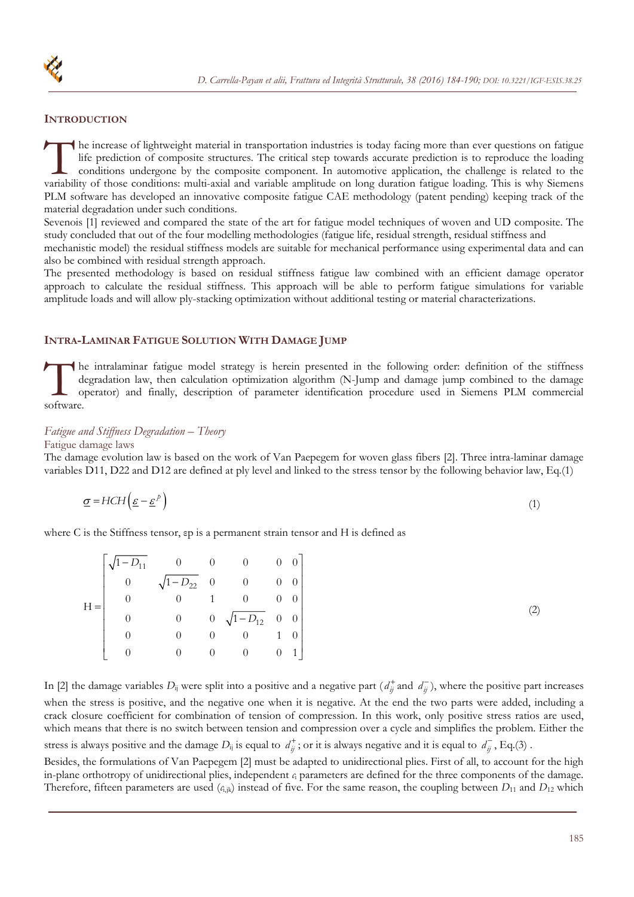## INTRODUCTION

The increase of lightweight material in transportation industries is today facing more than ever questions on fatigue life prediction of composite structures. The critical step towards accurate prediction is to reproduce the loading conditions undergone by the composite component. In automotive application, the challenge is related to the variability of those conditions: multi-axial and variable amplitude on long duration fatigue loading. This is why Siemens PLM software has developed an innovative composite fatigue CAE methodology (patent pending) keeping track of the material degradation under such conditions.

Sevenois [1] reviewed and compared the state of the art for fatigue model techniques of woven and UD composite. The study concluded that out of the four modelling methodologies (fatigue life, residual strength, residual stiffness and mechanistic model) the residual stiffness models are suitable for mechanical performance using experimental data and can also be combined with residual strength approach.

The presented methodology is based on residual stiffness fatigue law combined with an efficient damage operator approach to calculate the residual stiffness. This approach will be able to perform fatigue simulations for variable amplitude loads and will allow ply-stacking optimization without additional testing or material characterizations.

## INTRA-LAMINAR FATIGUE SOLUTION WITH DAMAGE JUMP

The intralaminar fatigue model strategy is herein presented in the following order: definition of the stiffness degradation law, then calculation optimization algorithm (N-Jump and damage jump combined to the damage operator) and finally, description of parameter identification procedure used in Siemens PLM commercial software.

### *Fatigue and Stiffness Degradation – Theory*

#### Fatigue damage laws

The damage evolution law is based on the work of Van Paepegem for woven glass fibers [2]. Three intra-laminar damage variables D11, D22 and D12 are defined at ply level and linked to the stress tensor by the following behavior law, Eq.(1)

$$\underline{\sigma} = HCH\left(\underline{\varepsilon} - \underline{\varepsilon}^{p}\right) \tag{1}$$

where C is the Stiffness tensor, εp is a permanent strain tensor and H is defined as

$$\mathrm{H} = \begin{bmatrix} \sqrt{1-D_{11}} & 0 & 0 & 0 & 0 & 0 \\ 0 & \sqrt{1-D_{22}} & 0 & 0 & 0 & 0 \\ 0 & 0 & 1 & 0 & 0 & 0 \\ 0 & 0 & 0 & \sqrt{1-D_{12}} & 0 & 0 \\ 0 & 0 & 0 & 0 & 1 & 0 \\ 0 & 0 & 0 & 0 & 0 & 1 \end{bmatrix} \tag{2}$$

In [2] the damage variables $D_{ij}$ were split into a positive and a negative part ($d_{ij}^{+}$ and $d_{ij}^{-}$), where the positive part increases when the stress is positive, and the negative one when it is negative. At the end the two parts were added, including a crack closure coefficient for combination of tension of compression. In this work, only positive stress ratios are used, which means that there is no switch between tension and compression over a cycle and simplifies the problem. Either the stress is always positive and the damage $D_{ij}$ is equal to $d_{ij}^{+}$; or it is always negative and it is equal to $d_{ij}^{-}$, Eq.(3) .

Besides, the formulations of Van Paepegem [2] must be adapted to unidirectional plies. First of all, to account for the high in-plane orthotropy of unidirectional plies, independent $c_i$ parameters are defined for the three components of the damage. Therefore, fifteen parameters are used ($c_{i,jk}$) instead of five. For the same reason, the coupling between $D_{11}$ and $D_{12}$ which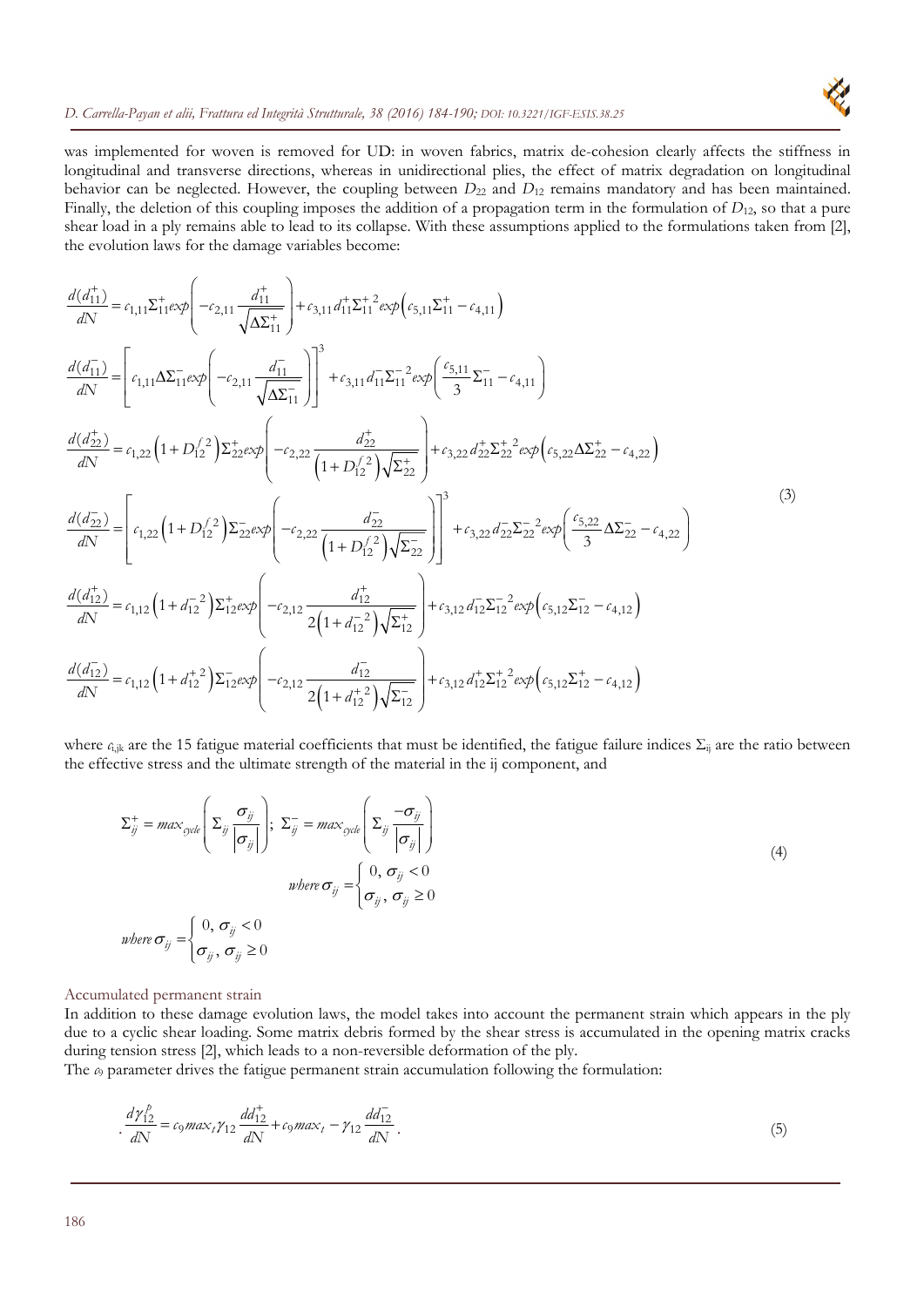was implemented for woven is removed for UD: in woven fabrics, matrix de-cohesion clearly affects the stiffness in longitudinal and transverse directions, whereas in unidirectional plies, the effect of matrix degradation on longitudinal behavior can be neglected. However, the coupling between $D_{22}$ and $D_{12}$ remains mandatory and has been maintained. Finally, the deletion of this coupling imposes the addition of a propagation term in the formulation of $D_{12}$, so that a pure shear load in a ply remains able to lead to its collapse. With these assumptions applied to the formulations taken from [2], the evolution laws for the damage variables become:

$$
\begin{aligned}
\frac{d(d_{11}^{+})}{dN} &= c_{1,11}\Sigma_{11}^{+} exp\left(-c_{2,11}\frac{d_{11}^{+}}{\sqrt{\Delta\Sigma_{11}^{+}}}\right) + c_{3,11} d_{11}^{+} {\Sigma_{11}^{+}}^{2} exp\left(c_{5,11}\Sigma_{11}^{+} - c_{4,11}\right) \\
\frac{d(d_{11}^{-})}{dN} &= \left[c_{1,11}\Delta\Sigma_{11}^{-} exp\left(-c_{2,11}\frac{d_{11}^{-}}{\sqrt{\Delta\Sigma_{11}^{-}}}\right)\right]^{3} + c_{3,11} d_{11}^{-} {\Sigma_{11}^{-}}^{2} exp\left(\frac{c_{5,11}}{3}\Sigma_{11}^{-} - c_{4,11}\right) \\
\frac{d(d_{22}^{+})}{dN} &= c_{1,22}\left(1 + {D_{12}^{f}}^{2}\right)\Sigma_{22}^{+} exp\left(-c_{2,22}\frac{d_{22}^{+}}{\left(1 + {D_{12}^{f}}^{2}\right)\sqrt{\Sigma_{22}^{+}}}\right) + c_{3,22} d_{22}^{+} {\Sigma_{22}^{+}}^{2} exp\left(c_{5,22}\Delta\Sigma_{22}^{+} - c_{4,22}\right) \\
\frac{d(d_{22}^{-})}{dN} &= \left[c_{1,22}\left(1 + {D_{12}^{f}}^{2}\right)\Sigma_{22}^{-} exp\left(-c_{2,22}\frac{d_{22}^{-}}{\left(1 + {D_{12}^{f}}^{2}\right)\sqrt{\Sigma_{22}^{-}}}\right)\right]^{3} + c_{3,22} d_{22}^{-} {\Sigma_{22}^{-}}^{2} exp\left(\frac{c_{5,22}}{3}\Delta\Sigma_{22}^{-} - c_{4,22}\right) \\
\frac{d(d_{12}^{+})}{dN} &= c_{1,12}\left(1 + {d_{12}^{-}}^{2}\right)\Sigma_{12}^{+} exp\left(-c_{2,12}\frac{d_{12}^{+}}{2\left(1 + {d_{12}^{-}}^{2}\right)\sqrt{\Sigma_{12}^{+}}}\right) + c_{3,12} d_{12}^{-} {\Sigma_{12}^{-}}^{2} exp\left(c_{5,12}\Sigma_{12}^{-} - c_{4,12}\right) \\
\frac{d(d_{12}^{-})}{dN} &= c_{1,12}\left(1 + {d_{12}^{+}}^{2}\right)\Sigma_{12}^{-} exp\left(-c_{2,12}\frac{d_{12}^{-}}{2\left(1 + {d_{12}^{+}}^{2}\right)\sqrt{\Sigma_{12}^{-}}}\right) + c_{3,12} d_{12}^{+} {\Sigma_{12}^{+}}^{2} exp\left(c_{5,12}\Sigma_{12}^{+} - c_{4,12}\right)
\end{aligned}
\tag{3}
$$

where $c_{i,jk}$ are the 15 fatigue material coefficients that must be identified, the fatigue failure indices $\Sigma_{ij}$ are the ratio between the effective stress and the ultimate strength of the material in the ij component, and

$$
\Sigma_{ij}^{+} = max_{cycle}\left(\Sigma_{ij}\frac{\sigma_{ij}}{\left|\sigma_{ij}\right|}\right);\ \Sigma_{ij}^{-} = max_{cycle}\left(\Sigma_{ij}\frac{-\sigma_{ij}}{\left|\sigma_{ij}\right|}\right)
$$

$$
where\ \sigma_{ij} = \begin{cases} 0, & \sigma_{ij} < 0 \\ \sigma_{ij}, & \sigma_{ij} \geq 0 \end{cases}
\tag{4}
$$

$$
where\ \sigma_{ij} = \begin{cases} 0, & \sigma_{ij} < 0 \\ \sigma_{ij}, & \sigma_{ij} \geq 0 \end{cases}
$$

### Accumulated permanent strain

In addition to these damage evolution laws, the model takes into account the permanent strain which appears in the ply due to a cyclic shear loading. Some matrix debris formed by the shear stress is accumulated in the opening matrix cracks during tension stress [2], which leads to a non-reversible deformation of the ply.

The $c_9$ parameter drives the fatigue permanent strain accumulation following the formulation:

$$
.\frac{d\gamma_{12}^{p}}{dN} = c_9 max_t \gamma_{12}\frac{dd_{12}^{+}}{dN} + c_9 max_t - \gamma_{12}\frac{dd_{12}^{-}}{dN}\,.
\tag{5}
$$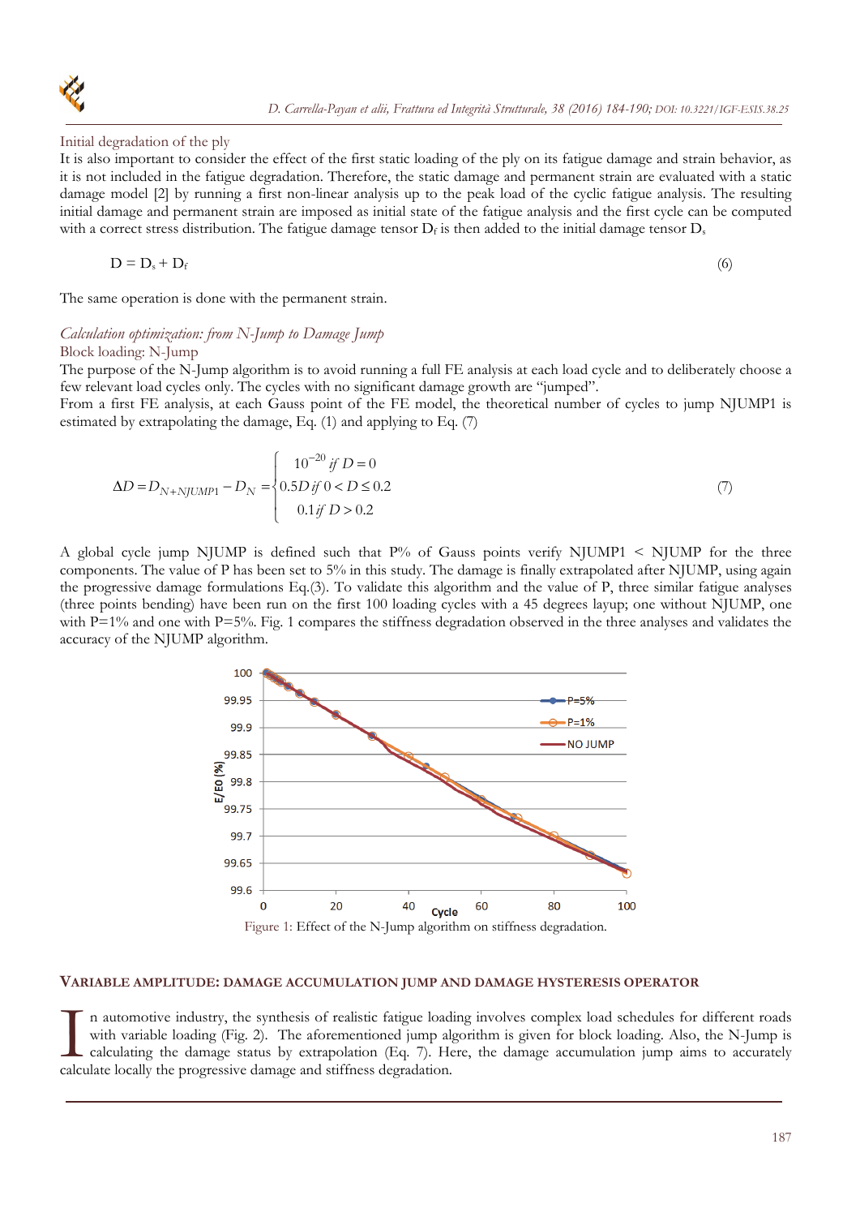Initial degradation of the ply

It is also important to consider the effect of the first static loading of the ply on its fatigue damage and strain behavior, as it is not included in the fatigue degradation. Therefore, the static damage and permanent strain are evaluated with a static damage model [2] by running a first non-linear analysis up to the peak load of the cyclic fatigue analysis. The resulting initial damage and permanent strain are imposed as initial state of the fatigue analysis and the first cycle can be computed with a correct stress distribution. The fatigue damage tensor $D_f$ is then added to the initial damage tensor $D_s$

$$D = D_s + D_f \tag{6}$$

The same operation is done with the permanent strain.

*Calculation optimization: from N-Jump to Damage Jump*

Block loading: N-Jump

The purpose of the N-Jump algorithm is to avoid running a full FE analysis at each load cycle and to deliberately choose a few relevant load cycles only. The cycles with no significant damage growth are "jumped".

From a first FE analysis, at each Gauss point of the FE model, the theoretical number of cycles to jump NJUMP1 is estimated by extrapolating the damage, Eq. (1) and applying to Eq. (7)

$$\Delta D = D_{N+NJUMP1} - D_N = \begin{cases} 10^{-20} \text{ if } D = 0 \\ 0.5D \text{ if } 0 < D \leq 0.2 \\ 0.1 \text{ if } D > 0.2 \end{cases} \tag{7}$$

A global cycle jump NJUMP is defined such that P% of Gauss points verify NJUMP1 < NJUMP for the three components. The value of P has been set to 5% in this study. The damage is finally extrapolated after NJUMP, using again the progressive damage formulations Eq.(3). To validate this algorithm and the value of P, three similar fatigue analyses (three points bending) have been run on the first 100 loading cycles with a 45 degrees layup; one without NJUMP, one with P=1% and one with P=5%. Fig. 1 compares the stiffness degradation observed in the three analyses and validates the accuracy of the NJUMP algorithm.

E/E0 (%)
100
99.95
99.9
99.85
99.8
99.75
99.7
99.65
99.6
0
20
40
60
80
100
Cycle
P=5%
P=1%
NO JUMP

Figure 1: Effect of the N-Jump algorithm on stiffness degradation.

## Variable amplitude: damage accumulation jump and damage hysteresis operator

In automotive industry, the synthesis of realistic fatigue loading involves complex load schedules for different roads with variable loading (Fig. 2). The aforementioned jump algorithm is given for block loading. Also, the N-Jump is calculating the damage status by extrapolation (Eq. 7). Here, the damage accumulation jump aims to accurately calculate locally the progressive damage and stiffness degradation.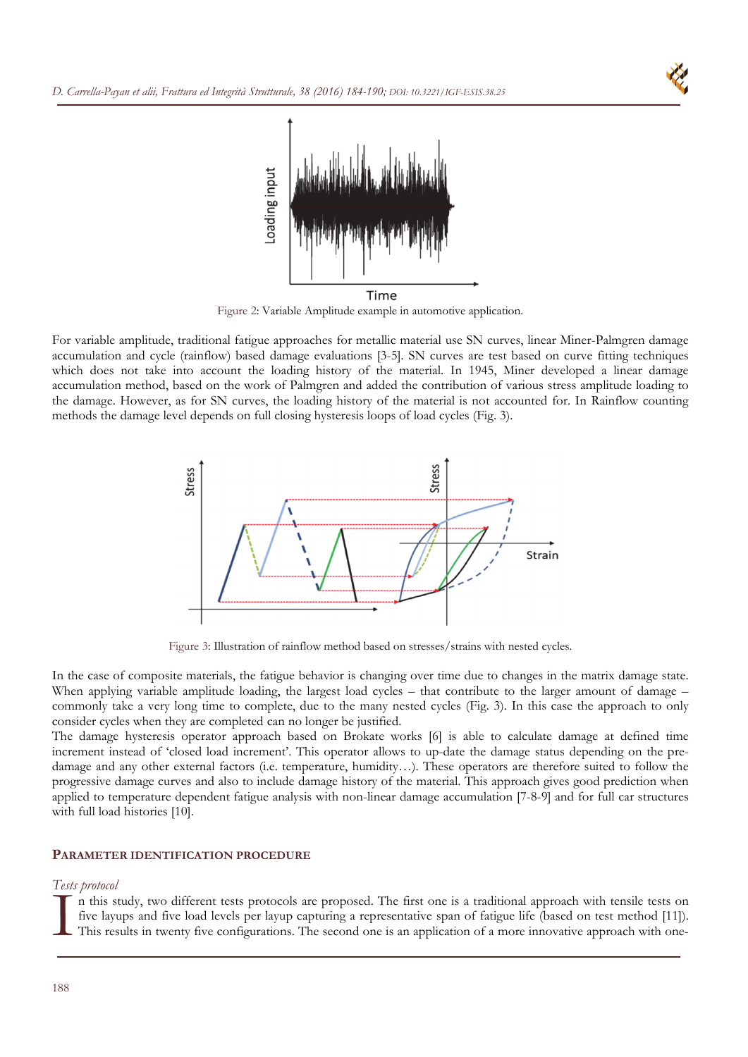Figure 2: Variable Amplitude example in automotive application.

For variable amplitude, traditional fatigue approaches for metallic material use SN curves, linear Miner-Palmgren damage accumulation and cycle (rainflow) based damage evaluations [3-5]. SN curves are test based on curve fitting techniques which does not take into account the loading history of the material. In 1945, Miner developed a linear damage accumulation method, based on the work of Palmgren and added the contribution of various stress amplitude loading to the damage. However, as for SN curves, the loading history of the material is not accounted for. In Rainflow counting methods the damage level depends on full closing hysteresis loops of load cycles (Fig. 3).

Figure 3: Illustration of rainflow method based on stresses/strains with nested cycles.

In the case of composite materials, the fatigue behavior is changing over time due to changes in the matrix damage state. When applying variable amplitude loading, the largest load cycles – that contribute to the larger amount of damage – commonly take a very long time to complete, due to the many nested cycles (Fig. 3). In this case the approach to only consider cycles when they are completed can no longer be justified.

The damage hysteresis operator approach based on Brokate works [6] is able to calculate damage at defined time increment instead of 'closed load increment'. This operator allows to up-date the damage status depending on the pre-damage and any other external factors (i.e. temperature, humidity…). These operators are therefore suited to follow the progressive damage curves and also to include damage history of the material. This approach gives good prediction when applied to temperature dependent fatigue analysis with non-linear damage accumulation [7-8-9] and for full car structures with full load histories [10].

## PARAMETER IDENTIFICATION PROCEDURE

### *Tests protocol*

In this study, two different tests protocols are proposed. The first one is a traditional approach with tensile tests on five layups and five load levels per layup capturing a representative span of fatigue life (based on test method [11]). This results in twenty five configurations. The second one is an application of a more innovative approach with one-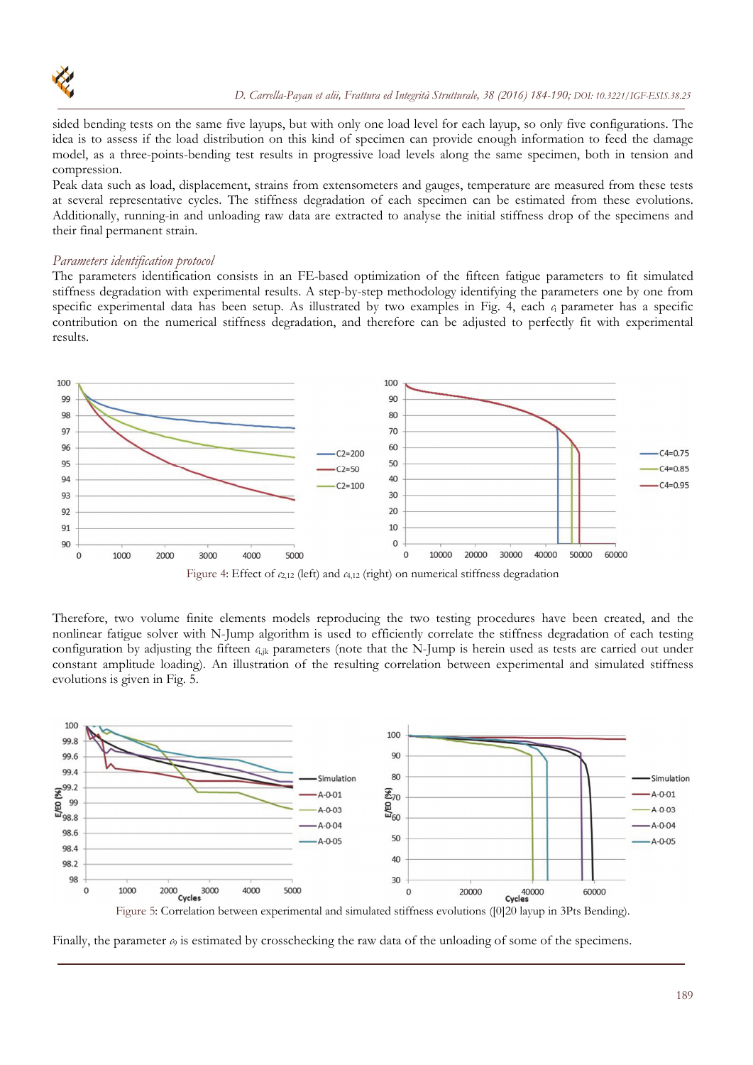sided bending tests on the same five layups, but with only one load level for each layup, so only five configurations. The idea is to assess if the load distribution on this kind of specimen can provide enough information to feed the damage model, as a three-points-bending test results in progressive load levels along the same specimen, both in tension and compression.

Peak data such as load, displacement, strains from extensometers and gauges, temperature are measured from these tests at several representative cycles. The stiffness degradation of each specimen can be estimated from these evolutions. Additionally, running-in and unloading raw data are extracted to analyse the initial stiffness drop of the specimens and their final permanent strain.

*Parameters identification protocol*

The parameters identification consists in an FE-based optimization of the fifteen fatigue parameters to fit simulated stiffness degradation with experimental results. A step-by-step methodology identifying the parameters one by one from specific experimental data has been setup. As illustrated by two examples in Fig. 4, each $c_i$ parameter has a specific contribution on the numerical stiffness degradation, and therefore can be adjusted to perfectly fit with experimental results.

100
99
98
97
96
95
94
93
92
91
90
0 1000 2000 3000 4000 5000
C2=200
C2=50
C2=100

100
90
80
70
60
50
40
30
20
10
0
0 10000 20000 30000 40000 50000 60000
C4=0.75
C4=0.85
C4=0.95

Figure 4: Effect of $c_{2,12}$ (left) and $c_{4,12}$ (right) on numerical stiffness degradation

Therefore, two volume finite elements models reproducing the two testing procedures have been created, and the nonlinear fatigue solver with N-Jump algorithm is used to efficiently correlate the stiffness degradation of each testing configuration by adjusting the fifteen $c_{i,jk}$ parameters (note that the N-Jump is herein used as tests are carried out under constant amplitude loading). An illustration of the resulting correlation between experimental and simulated stiffness evolutions is given in Fig. 5.

E/E0 (%)
100
99.8
99.6
99.4
99.2
99
98.8
98.6
98.4
98.2
98
0 1000 2000 3000 4000 5000
Cycles
Simulation
A-0-01
A-0-03
A-0-04
A-0-05

E/E0 (%)
100
90
80
70
60
50
40
30
0 20000 40000 60000
Cycles
Simulation
A-0-01
A-0-03
A-0-04
A-0-05

Figure 5: Correlation between experimental and simulated stiffness evolutions ([0]20 layup in 3Pts Bending).

Finally, the parameter $c_9$ is estimated by crosschecking the raw data of the unloading of some of the specimens.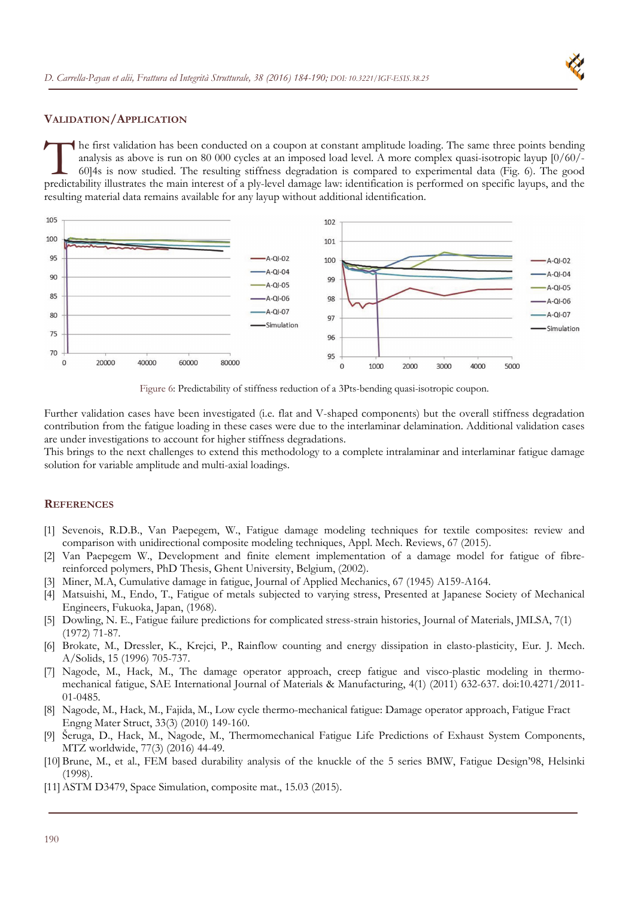## VALIDATION/APPLICATION

The first validation has been conducted on a coupon at constant amplitude loading. The same three points bending analysis as above is run on 80 000 cycles at an imposed load level. A more complex quasi-isotropic layup [0/60/-60]4s is now studied. The resulting stiffness degradation is compared to experimental data (Fig. 6). The good predictability illustrates the main interest of a ply-level damage law: identification is performed on specific layups, and the resulting material data remains available for any layup without additional identification.

105
100
95
90
85
80
75
70
0
20000
40000
60000
80000
A-QI-02
A-QI-04
A-QI-05
A-QI-06
A-QI-07
Simulation

102
101
100
99
98
97
96
95
0
1000
2000
3000
4000
5000
A-QI-02
A-QI-04
A-QI-05
A-QI-06
A-QI-07
Simulation

Figure 6: Predictability of stiffness reduction of a 3Pts-bending quasi-isotropic coupon.

Further validation cases have been investigated (i.e. flat and V-shaped components) but the overall stiffness degradation contribution from the fatigue loading in these cases were due to the interlaminar delamination. Additional validation cases are under investigations to account for higher stiffness degradations.
This brings to the next challenges to extend this methodology to a complete intralaminar and interlaminar fatigue damage solution for variable amplitude and multi-axial loadings.

## REFERENCES

[1] Sevenois, R.D.B., Van Paepegem, W., Fatigue damage modeling techniques for textile composites: review and comparison with unidirectional composite modeling techniques, Appl. Mech. Reviews, 67 (2015).
[2] Van Paepegem W., Development and finite element implementation of a damage model for fatigue of fibre-reinforced polymers, PhD Thesis, Ghent University, Belgium, (2002).
[3] Miner, M.A, Cumulative damage in fatigue, Journal of Applied Mechanics, 67 (1945) A159-A164.
[4] Matsuishi, M., Endo, T., Fatigue of metals subjected to varying stress, Presented at Japanese Society of Mechanical Engineers, Fukuoka, Japan, (1968).
[5] Dowling, N. E., Fatigue failure predictions for complicated stress-strain histories, Journal of Materials, JMLSA, 7(1) (1972) 71-87.
[6] Brokate, M., Dressler, K., Krejci, P., Rainflow counting and energy dissipation in elasto-plasticity, Eur. J. Mech. A/Solids, 15 (1996) 705-737.
[7] Nagode, M., Hack, M., The damage operator approach, creep fatigue and visco-plastic modeling in thermo-mechanical fatigue, SAE International Journal of Materials & Manufacturing, 4(1) (2011) 632-637. doi:10.4271/2011-01-0485.
[8] Nagode, M., Hack, M., Fajida, M., Low cycle thermo-mechanical fatigue: Damage operator approach, Fatigue Fract Engng Mater Struct, 33(3) (2010) 149-160.
[9] Šeruga, D., Hack, M., Nagode, M., Thermomechanical Fatigue Life Predictions of Exhaust System Components, MTZ worldwide, 77(3) (2016) 44-49.
[10] Brune, M., et al., FEM based durability analysis of the knuckle of the 5 series BMW, Fatigue Design'98, Helsinki (1998).
[11] ASTM D3479, Space Simulation, composite mat., 15.03 (2015).